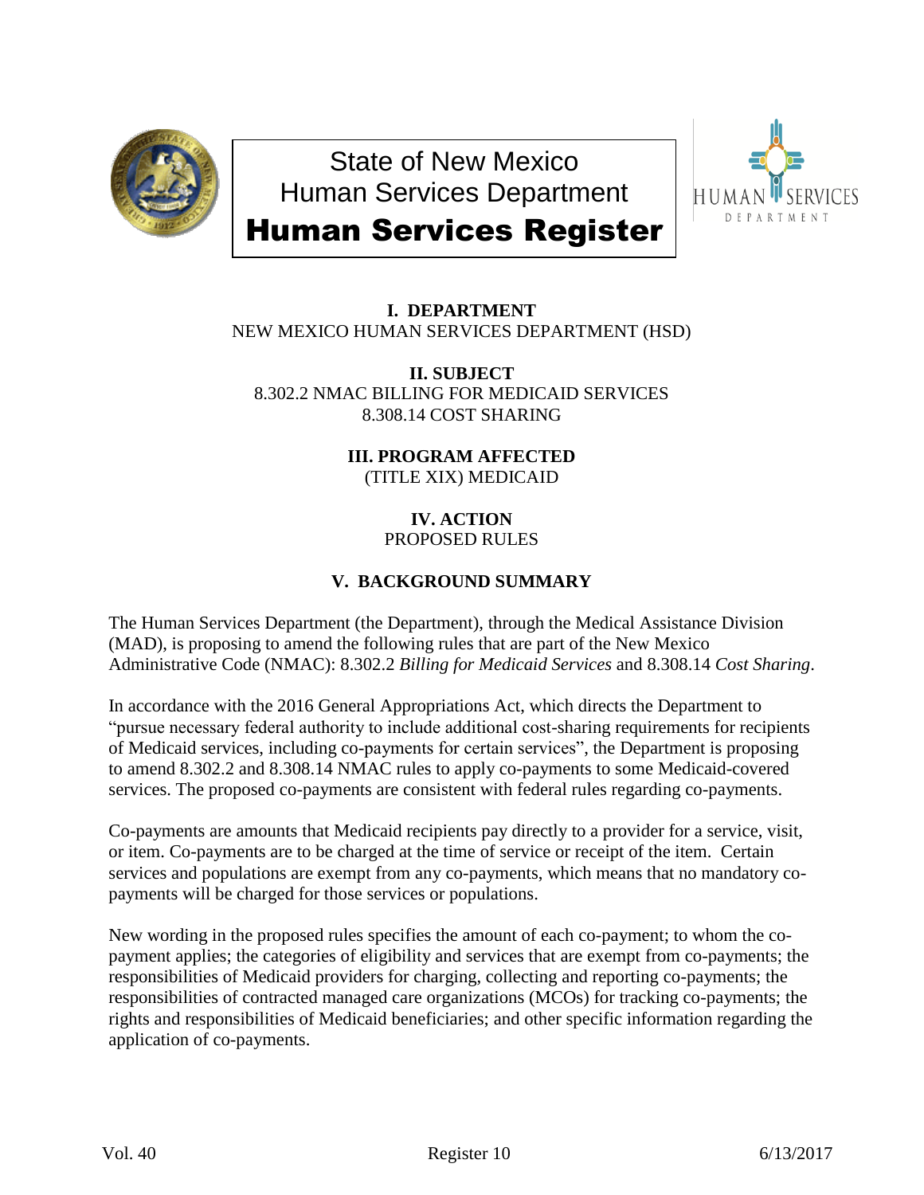# State of New Mexico
# Human Services Department
# Human Services Register

**I. DEPARTMENT**
NEW MEXICO HUMAN SERVICES DEPARTMENT (HSD)

**II. SUBJECT**
8.302.2 NMAC BILLING FOR MEDICAID SERVICES
8.308.14 COST SHARING

**III. PROGRAM AFFECTED**
(TITLE XIX) MEDICAID

**IV. ACTION**
PROPOSED RULES

**V. BACKGROUND SUMMARY**

The Human Services Department (the Department), through the Medical Assistance Division (MAD), is proposing to amend the following rules that are part of the New Mexico Administrative Code (NMAC): 8.302.2 *Billing for Medicaid Services* and 8.308.14 *Cost Sharing*.

In accordance with the 2016 General Appropriations Act, which directs the Department to "pursue necessary federal authority to include additional cost-sharing requirements for recipients of Medicaid services, including co-payments for certain services", the Department is proposing to amend 8.302.2 and 8.308.14 NMAC rules to apply co-payments to some Medicaid-covered services. The proposed co-payments are consistent with federal rules regarding co-payments.

Co-payments are amounts that Medicaid recipients pay directly to a provider for a service, visit, or item. Co-payments are to be charged at the time of service or receipt of the item. Certain services and populations are exempt from any co-payments, which means that no mandatory co-payments will be charged for those services or populations.

New wording in the proposed rules specifies the amount of each co-payment; to whom the co-payment applies; the categories of eligibility and services that are exempt from co-payments; the responsibilities of Medicaid providers for charging, collecting and reporting co-payments; the responsibilities of contracted managed care organizations (MCOs) for tracking co-payments; the rights and responsibilities of Medicaid beneficiaries; and other specific information regarding the application of co-payments.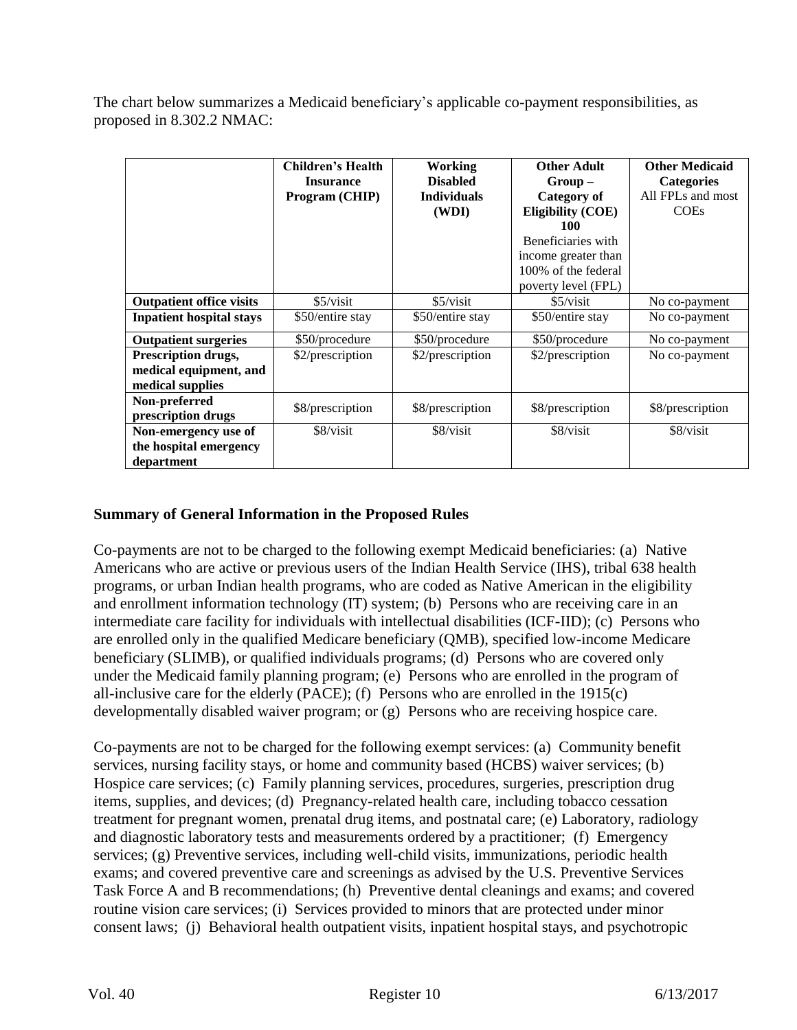The chart below summarizes a Medicaid beneficiary's applicable co-payment responsibilities, as proposed in 8.302.2 NMAC:

| | **Children's Health Insurance Program (CHIP)** | **Working Disabled Individuals (WDI)** | **Other Adult Group – Category of Eligibility (COE) 100** Beneficiaries with income greater than 100% of the federal poverty level (FPL) | **Other Medicaid Categories** All FPLs and most COEs |
|---|---|---|---|---|
| **Outpatient office visits** | $5/visit | $5/visit | $5/visit | No co-payment |
| **Inpatient hospital stays** | $50/entire stay | $50/entire stay | $50/entire stay | No co-payment |
| **Outpatient surgeries** | $50/procedure | $50/procedure | $50/procedure | No co-payment |
| **Prescription drugs, medical equipment, and medical supplies** | $2/prescription | $2/prescription | $2/prescription | No co-payment |
| **Non-preferred prescription drugs** | $8/prescription | $8/prescription | $8/prescription | $8/prescription |
| **Non-emergency use of the hospital emergency department** | $8/visit | $8/visit | $8/visit | $8/visit |

**Summary of General Information in the Proposed Rules**

Co-payments are not to be charged to the following exempt Medicaid beneficiaries: (a) Native Americans who are active or previous users of the Indian Health Service (IHS), tribal 638 health programs, or urban Indian health programs, who are coded as Native American in the eligibility and enrollment information technology (IT) system; (b) Persons who are receiving care in an intermediate care facility for individuals with intellectual disabilities (ICF-IID); (c) Persons who are enrolled only in the qualified Medicare beneficiary (QMB), specified low-income Medicare beneficiary (SLIMB), or qualified individuals programs; (d) Persons who are covered only under the Medicaid family planning program; (e) Persons who are enrolled in the program of all-inclusive care for the elderly (PACE); (f) Persons who are enrolled in the 1915(c) developmentally disabled waiver program; or (g) Persons who are receiving hospice care.

Co-payments are not to be charged for the following exempt services: (a) Community benefit services, nursing facility stays, or home and community based (HCBS) waiver services; (b) Hospice care services; (c) Family planning services, procedures, surgeries, prescription drug items, supplies, and devices; (d) Pregnancy-related health care, including tobacco cessation treatment for pregnant women, prenatal drug items, and postnatal care; (e) Laboratory, radiology and diagnostic laboratory tests and measurements ordered by a practitioner; (f) Emergency services; (g) Preventive services, including well-child visits, immunizations, periodic health exams; and covered preventive care and screenings as advised by the U.S. Preventive Services Task Force A and B recommendations; (h) Preventive dental cleanings and exams; and covered routine vision care services; (i) Services provided to minors that are protected under minor consent laws; (j) Behavioral health outpatient visits, inpatient hospital stays, and psychotropic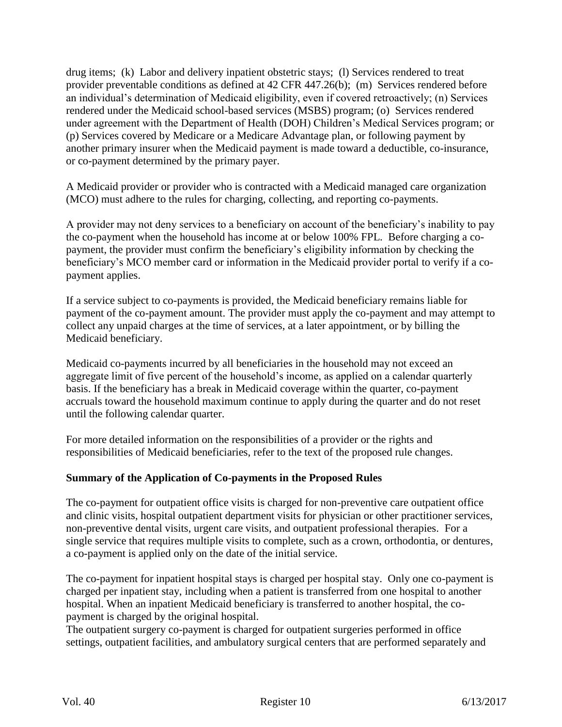drug items; (k) Labor and delivery inpatient obstetric stays; (l) Services rendered to treat provider preventable conditions as defined at 42 CFR 447.26(b); (m) Services rendered before an individual's determination of Medicaid eligibility, even if covered retroactively; (n) Services rendered under the Medicaid school-based services (MSBS) program; (o) Services rendered under agreement with the Department of Health (DOH) Children's Medical Services program; or (p) Services covered by Medicare or a Medicare Advantage plan, or following payment by another primary insurer when the Medicaid payment is made toward a deductible, co-insurance, or co-payment determined by the primary payer.

A Medicaid provider or provider who is contracted with a Medicaid managed care organization (MCO) must adhere to the rules for charging, collecting, and reporting co-payments.

A provider may not deny services to a beneficiary on account of the beneficiary's inability to pay the co-payment when the household has income at or below 100% FPL. Before charging a co-payment, the provider must confirm the beneficiary's eligibility information by checking the beneficiary's MCO member card or information in the Medicaid provider portal to verify if a co-payment applies.

If a service subject to co-payments is provided, the Medicaid beneficiary remains liable for payment of the co-payment amount. The provider must apply the co-payment and may attempt to collect any unpaid charges at the time of services, at a later appointment, or by billing the Medicaid beneficiary.

Medicaid co-payments incurred by all beneficiaries in the household may not exceed an aggregate limit of five percent of the household's income, as applied on a calendar quarterly basis. If the beneficiary has a break in Medicaid coverage within the quarter, co-payment accruals toward the household maximum continue to apply during the quarter and do not reset until the following calendar quarter.

For more detailed information on the responsibilities of a provider or the rights and responsibilities of Medicaid beneficiaries, refer to the text of the proposed rule changes.

**Summary of the Application of Co-payments in the Proposed Rules**

The co-payment for outpatient office visits is charged for non-preventive care outpatient office and clinic visits, hospital outpatient department visits for physician or other practitioner services, non-preventive dental visits, urgent care visits, and outpatient professional therapies. For a single service that requires multiple visits to complete, such as a crown, orthodontia, or dentures, a co-payment is applied only on the date of the initial service.

The co-payment for inpatient hospital stays is charged per hospital stay. Only one co-payment is charged per inpatient stay, including when a patient is transferred from one hospital to another hospital. When an inpatient Medicaid beneficiary is transferred to another hospital, the co-payment is charged by the original hospital.

The outpatient surgery co-payment is charged for outpatient surgeries performed in office settings, outpatient facilities, and ambulatory surgical centers that are performed separately and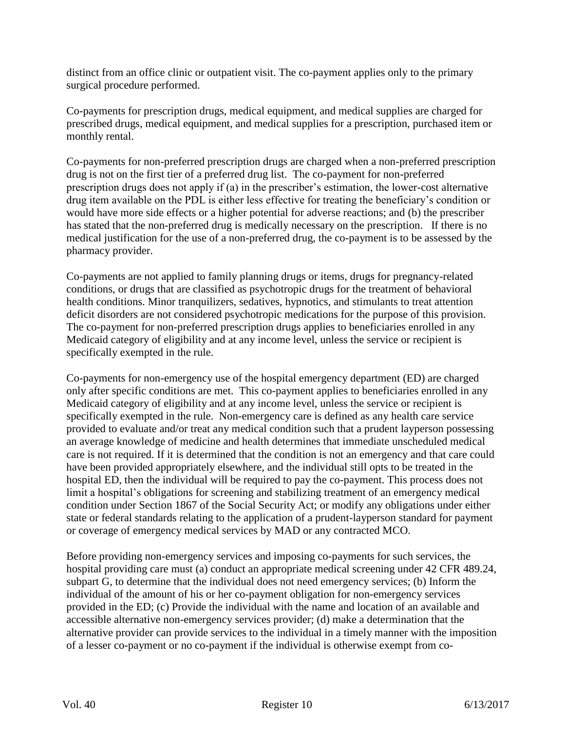distinct from an office clinic or outpatient visit. The co-payment applies only to the primary surgical procedure performed.

Co-payments for prescription drugs, medical equipment, and medical supplies are charged for prescribed drugs, medical equipment, and medical supplies for a prescription, purchased item or monthly rental.

Co-payments for non-preferred prescription drugs are charged when a non-preferred prescription drug is not on the first tier of a preferred drug list. The co-payment for non-preferred prescription drugs does not apply if (a) in the prescriber's estimation, the lower-cost alternative drug item available on the PDL is either less effective for treating the beneficiary's condition or would have more side effects or a higher potential for adverse reactions; and (b) the prescriber has stated that the non-preferred drug is medically necessary on the prescription. If there is no medical justification for the use of a non-preferred drug, the co-payment is to be assessed by the pharmacy provider.

Co-payments are not applied to family planning drugs or items, drugs for pregnancy-related conditions, or drugs that are classified as psychotropic drugs for the treatment of behavioral health conditions. Minor tranquilizers, sedatives, hypnotics, and stimulants to treat attention deficit disorders are not considered psychotropic medications for the purpose of this provision. The co-payment for non-preferred prescription drugs applies to beneficiaries enrolled in any Medicaid category of eligibility and at any income level, unless the service or recipient is specifically exempted in the rule.

Co-payments for non-emergency use of the hospital emergency department (ED) are charged only after specific conditions are met. This co-payment applies to beneficiaries enrolled in any Medicaid category of eligibility and at any income level, unless the service or recipient is specifically exempted in the rule. Non-emergency care is defined as any health care service provided to evaluate and/or treat any medical condition such that a prudent layperson possessing an average knowledge of medicine and health determines that immediate unscheduled medical care is not required. If it is determined that the condition is not an emergency and that care could have been provided appropriately elsewhere, and the individual still opts to be treated in the hospital ED, then the individual will be required to pay the co-payment. This process does not limit a hospital's obligations for screening and stabilizing treatment of an emergency medical condition under Section 1867 of the Social Security Act; or modify any obligations under either state or federal standards relating to the application of a prudent-layperson standard for payment or coverage of emergency medical services by MAD or any contracted MCO.

Before providing non-emergency services and imposing co-payments for such services, the hospital providing care must (a) conduct an appropriate medical screening under 42 CFR 489.24, subpart G, to determine that the individual does not need emergency services; (b) Inform the individual of the amount of his or her co-payment obligation for non-emergency services provided in the ED; (c) Provide the individual with the name and location of an available and accessible alternative non-emergency services provider; (d) make a determination that the alternative provider can provide services to the individual in a timely manner with the imposition of a lesser co-payment or no co-payment if the individual is otherwise exempt from co-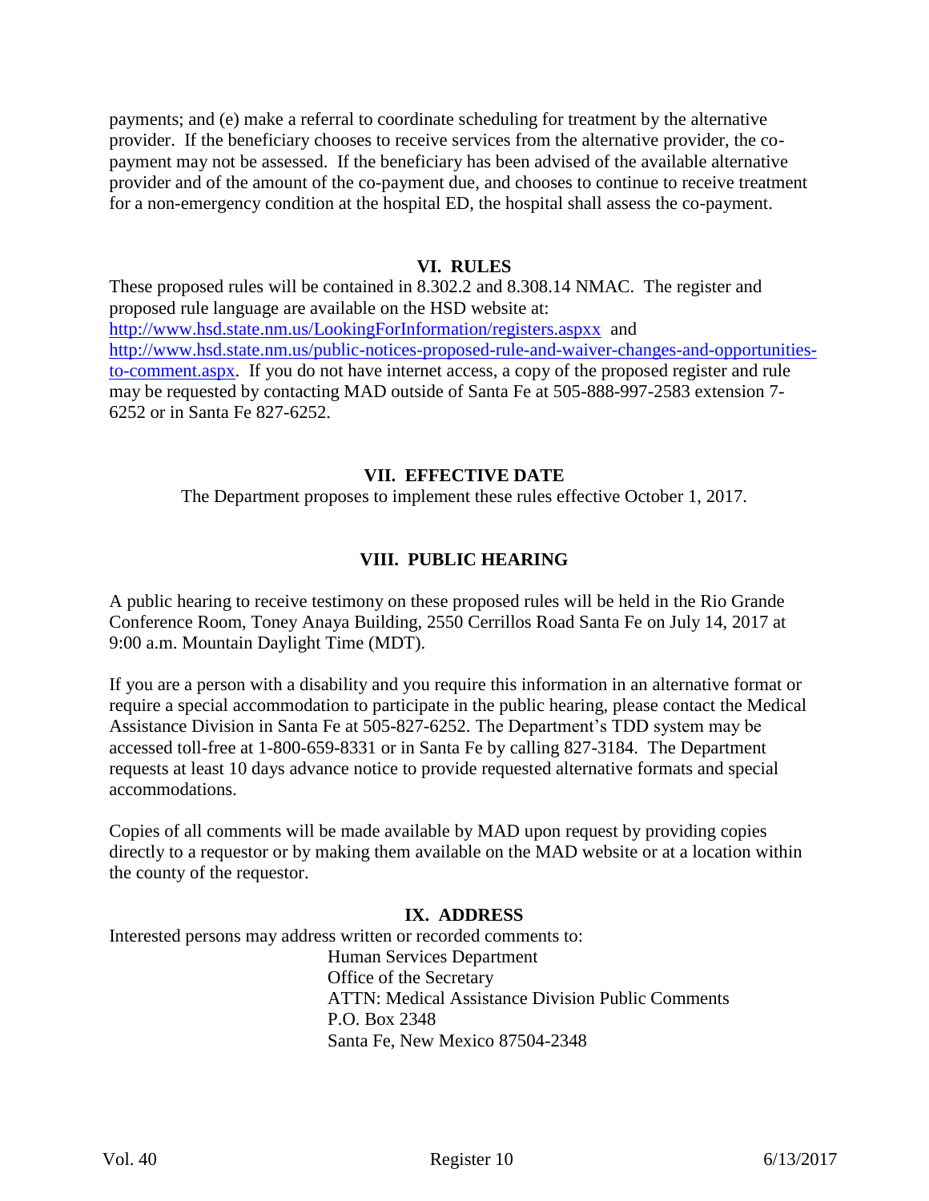payments; and (e) make a referral to coordinate scheduling for treatment by the alternative provider. If the beneficiary chooses to receive services from the alternative provider, the co-payment may not be assessed. If the beneficiary has been advised of the available alternative provider and of the amount of the co-payment due, and chooses to continue to receive treatment for a non-emergency condition at the hospital ED, the hospital shall assess the co-payment.

## VI. RULES

These proposed rules will be contained in 8.302.2 and 8.308.14 NMAC. The register and proposed rule language are available on the HSD website at: http://www.hsd.state.nm.us/LookingForInformation/registers.aspxx and http://www.hsd.state.nm.us/public-notices-proposed-rule-and-waiver-changes-and-opportunities-to-comment.aspx. If you do not have internet access, a copy of the proposed register and rule may be requested by contacting MAD outside of Santa Fe at 505-888-997-2583 extension 7-6252 or in Santa Fe 827-6252.

## VII. EFFECTIVE DATE

The Department proposes to implement these rules effective October 1, 2017.

## VIII. PUBLIC HEARING

A public hearing to receive testimony on these proposed rules will be held in the Rio Grande Conference Room, Toney Anaya Building, 2550 Cerrillos Road Santa Fe on July 14, 2017 at 9:00 a.m. Mountain Daylight Time (MDT).

If you are a person with a disability and you require this information in an alternative format or require a special accommodation to participate in the public hearing, please contact the Medical Assistance Division in Santa Fe at 505-827-6252. The Department's TDD system may be accessed toll-free at 1-800-659-8331 or in Santa Fe by calling 827-3184. The Department requests at least 10 days advance notice to provide requested alternative formats and special accommodations.

Copies of all comments will be made available by MAD upon request by providing copies directly to a requestor or by making them available on the MAD website or at a location within the county of the requestor.

## IX. ADDRESS

Interested persons may address written or recorded comments to:

Human Services Department  
Office of the Secretary  
ATTN: Medical Assistance Division Public Comments  
P.O. Box 2348  
Santa Fe, New Mexico 87504-2348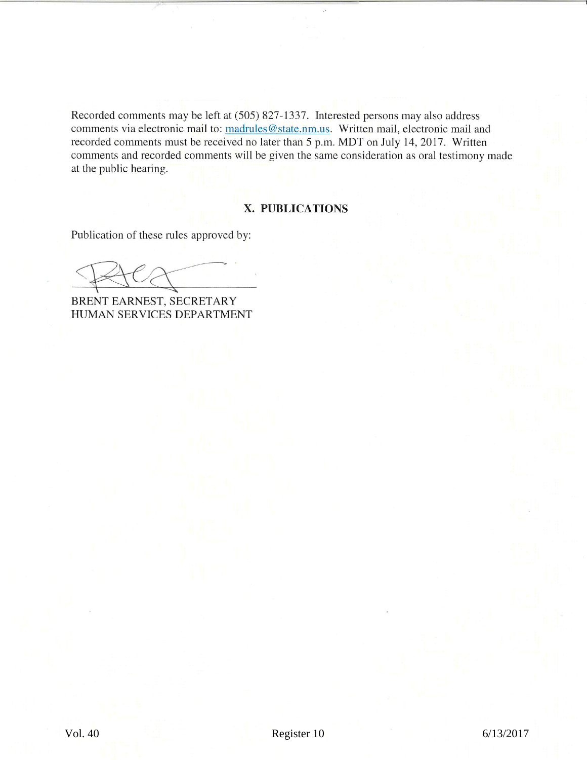Recorded comments may be left at (505) 827-1337. Interested persons may also address comments via electronic mail to: madrules@state.nm.us. Written mail, electronic mail and recorded comments must be received no later than 5 p.m. MDT on July 14, 2017. Written comments and recorded comments will be given the same consideration as oral testimony made at the public hearing.

## X. PUBLICATIONS

Publication of these rules approved by:

BRENT EARNEST, SECRETARY
HUMAN SERVICES DEPARTMENT